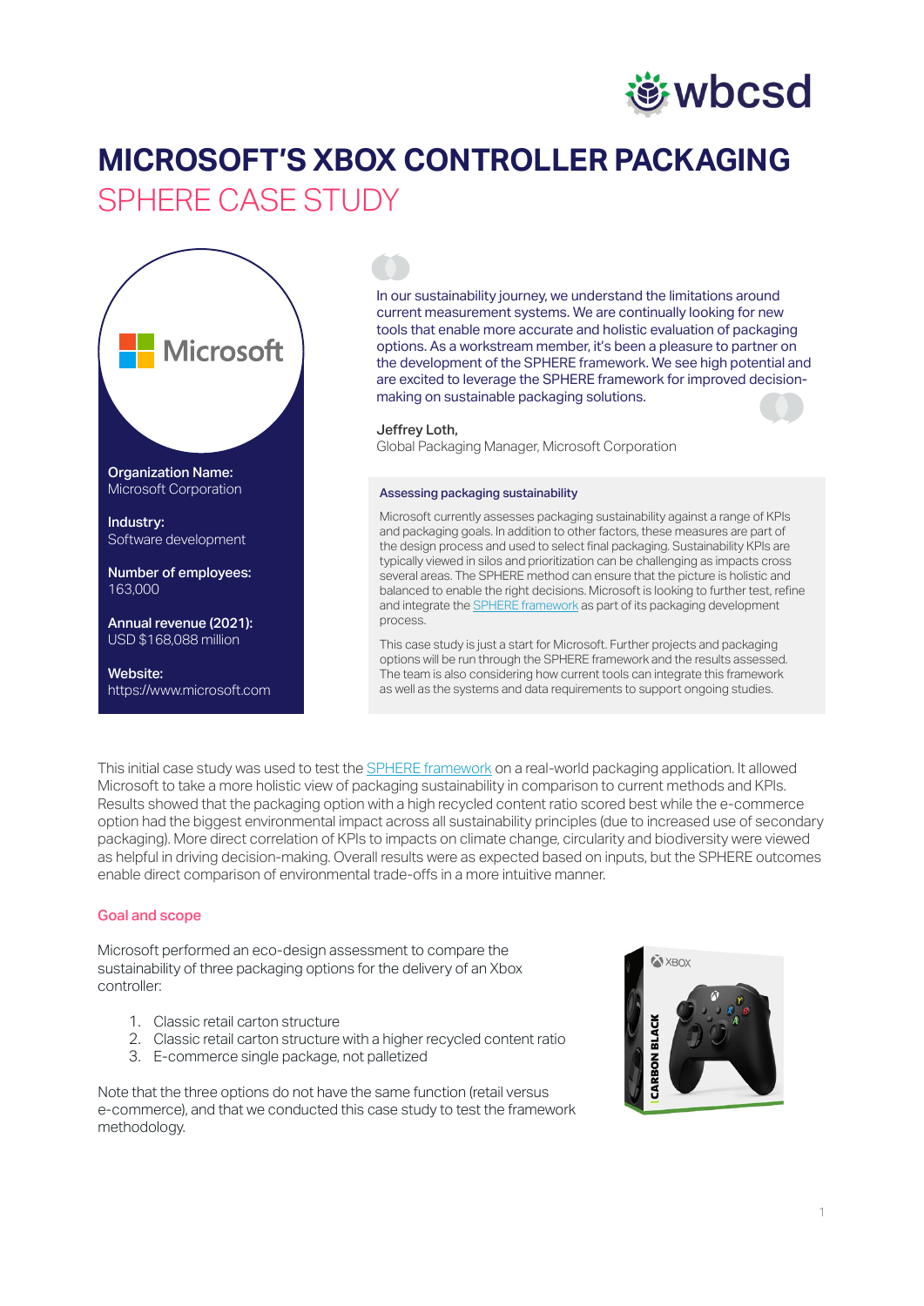# MICROSOFT'S XBOX CONTROLLER PACKAGING

## SPHERE CASE STUDY

**Organization Name:**
Microsoft Corporation

**Industry:**
Software development

**Number of employees:**
163,000

**Annual revenue (2021):**
USD $168,088 million

**Website:**
https://www.microsoft.com

> In our sustainability journey, we understand the limitations around current measurement systems. We are continually looking for new tools that enable more accurate and holistic evaluation of packaging options. As a workstream member, it's been a pleasure to partner on the development of the SPHERE framework. We see high potential and are excited to leverage the SPHERE framework for improved decision-making on sustainable packaging solutions.
>
> Jeffrey Loth,
> Global Packaging Manager, Microsoft Corporation

### Assessing packaging sustainability

Microsoft currently assesses packaging sustainability against a range of KPIs and packaging goals. In addition to other factors, these measures are part of the design process and used to select final packaging. Sustainability KPIs are typically viewed in silos and prioritization can be challenging as impacts cross several areas. The SPHERE method can ensure that the picture is holistic and balanced to enable the right decisions. Microsoft is looking to further test, refine and integrate the SPHERE framework as part of its packaging development process.

This case study is just a start for Microsoft. Further projects and packaging options will be run through the SPHERE framework and the results assessed. The team is also considering how current tools can integrate this framework as well as the systems and data requirements to support ongoing studies.

This initial case study was used to test the SPHERE framework on a real-world packaging application. It allowed Microsoft to take a more holistic view of packaging sustainability in comparison to current methods and KPIs. Results showed that the packaging option with a high recycled content ratio scored best while the e-commerce option had the biggest environmental impact across all sustainability principles (due to increased use of secondary packaging). More direct correlation of KPIs to impacts on climate change, circularity and biodiversity were viewed as helpful in driving decision-making. Overall results were as expected based on inputs, but the SPHERE outcomes enable direct comparison of environmental trade-offs in a more intuitive manner.

### Goal and scope

Microsoft performed an eco-design assessment to compare the sustainability of three packaging options for the delivery of an Xbox controller:

1. Classic retail carton structure
2. Classic retail carton structure with a higher recycled content ratio
3. E-commerce single package, not palletized

Note that the three options do not have the same function (retail versus e-commerce), and that we conducted this case study to test the framework methodology.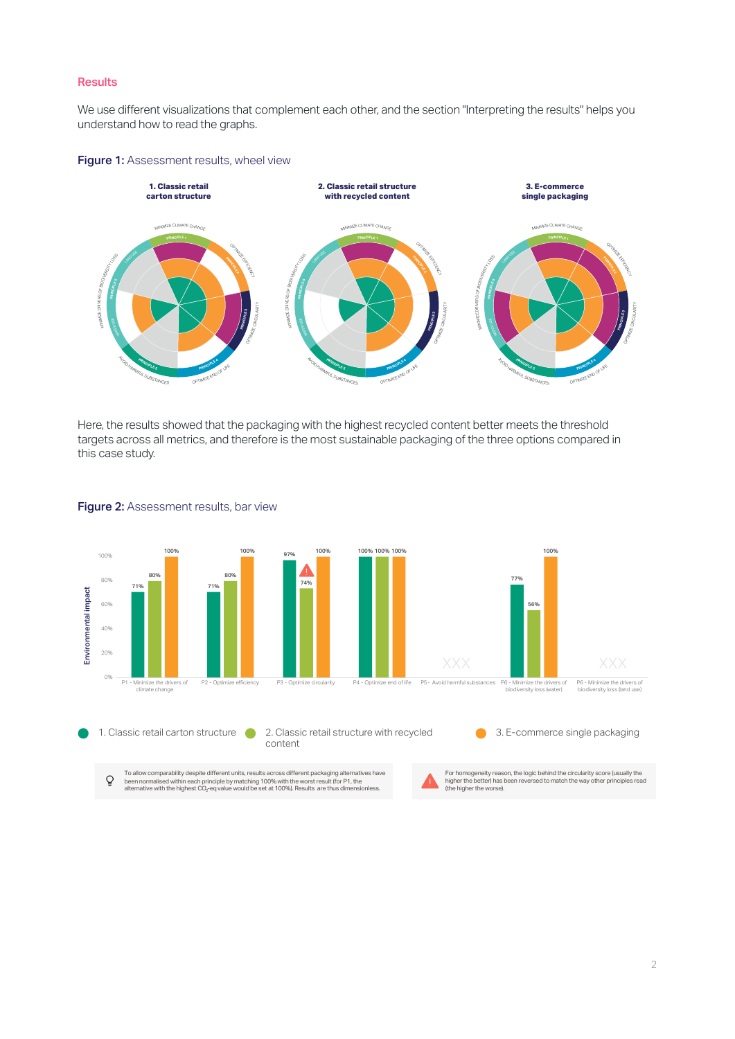## Results

We use different visualizations that complement each other, and the section "Interpreting the results" helps you understand how to read the graphs.

**Figure 1:** Assessment results, wheel view

**1. Classic retail carton structure** | **2. Classic retail structure with recycled content** | **3. E-commerce single packaging**

Here, the results showed that the packaging with the highest recycled content better meets the threshold targets across all metrics, and therefore is the most sustainable packaging of the three options compared in this case study.

**Figure 2:** Assessment results, bar view

| Principle | 1. Classic retail carton structure | 2. Classic retail structure with recycled content | 3. E-commerce single packaging |
|---|---|---|---|
| P1 - Minimize the drivers of climate change | 71% | 80% | 100% |
| P2 - Optimize efficiency | 71% | 80% | 100% |
| P3 - Optimize circularity | 97% | 74% ⚠ | 100% |
| P4 - Optimize end of life | 100% | 100% | 100% |
| P5 - Avoid harmful substances | XXX | | |
| P6 - Minimize the drivers of biodiversity loss (water) | 77% | 56% | 100% |
| P6 - Minimize the drivers of biodiversity loss (land use) | XXX | | |

To allow comparability despite different units, results across different packaging alternatives have been normalised within each principle by matching 100% with the worst result (for P1, the alternative with the highest $CO_2$-eq value would be set at 100%). Results are thus dimensionless.

For homogeneity reason, the logic behind the circularity score (usually the higher the better) has been reversed to match the way other principles read (the higher the worse).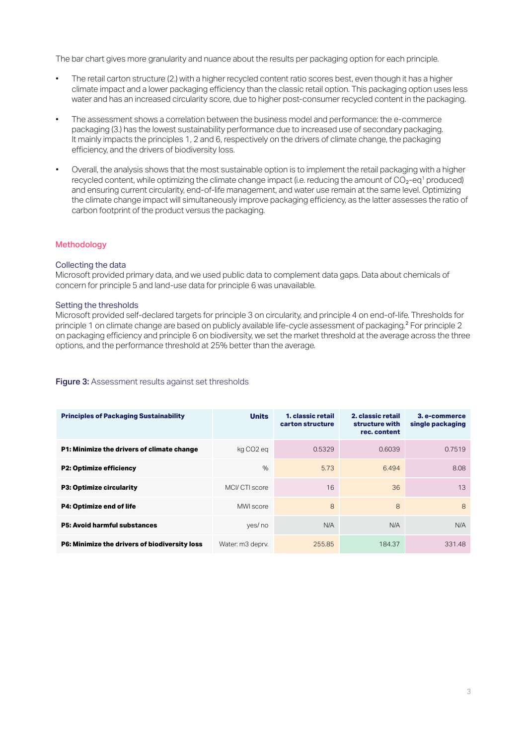The bar chart gives more granularity and nuance about the results per packaging option for each principle.

- The retail carton structure (2.) with a higher recycled content ratio scores best, even though it has a higher climate impact and a lower packaging efficiency than the classic retail option. This packaging option uses less water and has an increased circularity score, due to higher post-consumer recycled content in the packaging.
- The assessment shows a correlation between the business model and performance: the e-commerce packaging (3.) has the lowest sustainability performance due to increased use of secondary packaging. It mainly impacts the principles 1, 2 and 6, respectively on the drivers of climate change, the packaging efficiency, and the drivers of biodiversity loss.
- Overall, the analysis shows that the most sustainable option is to implement the retail packaging with a higher recycled content, while optimizing the climate change impact (i.e. reducing the amount of $CO_2$-eq[1] produced) and ensuring current circularity, end-of-life management, and water use remain at the same level. Optimizing the climate change impact will simultaneously improve packaging efficiency, as the latter assesses the ratio of carbon footprint of the product versus the packaging.

## Methodology

### Collecting the data

Microsoft provided primary data, and we used public data to complement data gaps. Data about chemicals of concern for principle 5 and land-use data for principle 6 was unavailable.

### Setting the thresholds

Microsoft provided self-declared targets for principle 3 on circularity, and principle 4 on end-of-life. Thresholds for principle 1 on climate change are based on publicly available life-cycle assessment of packaging.[2] For principle 2 on packaging efficiency and principle 6 on biodiversity, we set the market threshold at the average across the three options, and the performance threshold at 25% better than the average.

**Figure 3:** Assessment results against set thresholds

| Principles of Packaging Sustainability | Units | 1. classic retail carton structure | 2. classic retail structure with rec. content | 3. e-commerce single packaging |
|---|---|---|---|---|
| P1: Minimize the drivers of climate change | kg CO2 eq | 0.5329 | 0.6039 | 0.7519 |
| P2: Optimize efficiency | % | 5.73 | 6.494 | 8.08 |
| P3: Optimize circularity | MCI/ CTI score | 16 | 36 | 13 |
| P4: Optimize end of life | MWI score | 8 | 8 | 8 |
| P5: Avoid harmful substances | yes/ no | N/A | N/A | N/A |
| P6: Minimize the drivers of biodiversity loss | Water: m3 deprv. | 255.85 | 184.37 | 331.48 |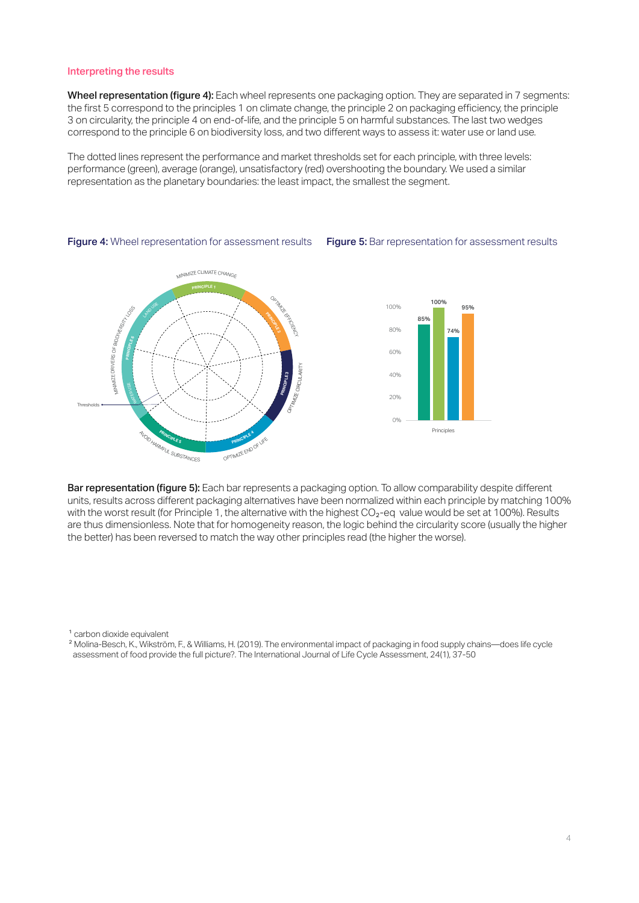### Interpreting the results

**Wheel representation (figure 4):** Each wheel represents one packaging option. They are separated in 7 segments: the first 5 correspond to the principles 1 on climate change, the principle 2 on packaging efficiency, the principle 3 on circularity, the principle 4 on end-of-life, and the principle 5 on harmful substances. The last two wedges correspond to the principle 6 on biodiversity loss, and two different ways to assess it: water use or land use.

The dotted lines represent the performance and market thresholds set for each principle, with three levels: performance (green), average (orange), unsatisfactory (red) overshooting the boundary. We used a similar representation as the planetary boundaries: the least impact, the smallest the segment.

**Figure 4:** Wheel representation for assessment results

**Figure 5:** Bar representation for assessment results

**Bar representation (figure 5):** Each bar represents a packaging option. To allow comparability despite different units, results across different packaging alternatives have been normalized within each principle by matching 100% with the worst result (for Principle 1, the alternative with the highest $CO_2$-eq value would be set at 100%). Results are thus dimensionless. Note that for homogeneity reason, the logic behind the circularity score (usually the higher the better) has been reversed to match the way other principles read (the higher the worse).

[1] carbon dioxide equivalent

[2] Molina-Besch, K., Wikström, F., & Williams, H. (2019). The environmental impact of packaging in food supply chains—does life cycle assessment of food provide the full picture?. The International Journal of Life Cycle Assessment, 24(1), 37-50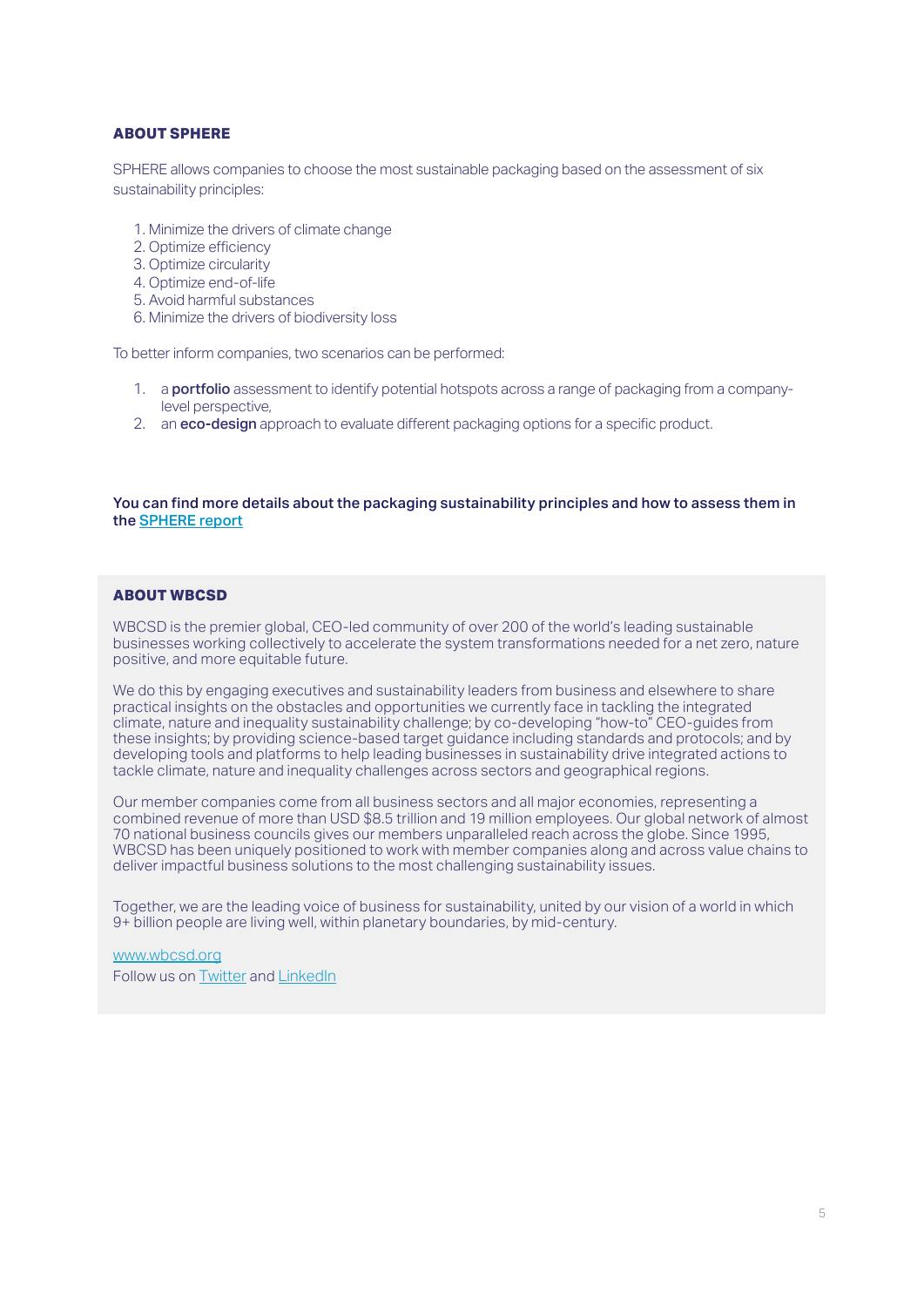## ABOUT SPHERE

SPHERE allows companies to choose the most sustainable packaging based on the assessment of six sustainability principles:

1. Minimize the drivers of climate change
2. Optimize efficiency
3. Optimize circularity
4. Optimize end-of-life
5. Avoid harmful substances
6. Minimize the drivers of biodiversity loss

To better inform companies, two scenarios can be performed:

1. a **portfolio** assessment to identify potential hotspots across a range of packaging from a company-level perspective,
2. an **eco-design** approach to evaluate different packaging options for a specific product.

**You can find more details about the packaging sustainability principles and how to assess them in the SPHERE report**

## ABOUT WBCSD

WBCSD is the premier global, CEO-led community of over 200 of the world's leading sustainable businesses working collectively to accelerate the system transformations needed for a net zero, nature positive, and more equitable future.

We do this by engaging executives and sustainability leaders from business and elsewhere to share practical insights on the obstacles and opportunities we currently face in tackling the integrated climate, nature and inequality sustainability challenge; by co-developing "how-to" CEO-guides from these insights; by providing science-based target guidance including standards and protocols; and by developing tools and platforms to help leading businesses in sustainability drive integrated actions to tackle climate, nature and inequality challenges across sectors and geographical regions.

Our member companies come from all business sectors and all major economies, representing a combined revenue of more than USD $8.5 trillion and 19 million employees. Our global network of almost 70 national business councils gives our members unparalleled reach across the globe. Since 1995, WBCSD has been uniquely positioned to work with member companies along and across value chains to deliver impactful business solutions to the most challenging sustainability issues.

Together, we are the leading voice of business for sustainability, united by our vision of a world in which 9+ billion people are living well, within planetary boundaries, by mid-century.

www.wbcsd.org

Follow us on Twitter and LinkedIn